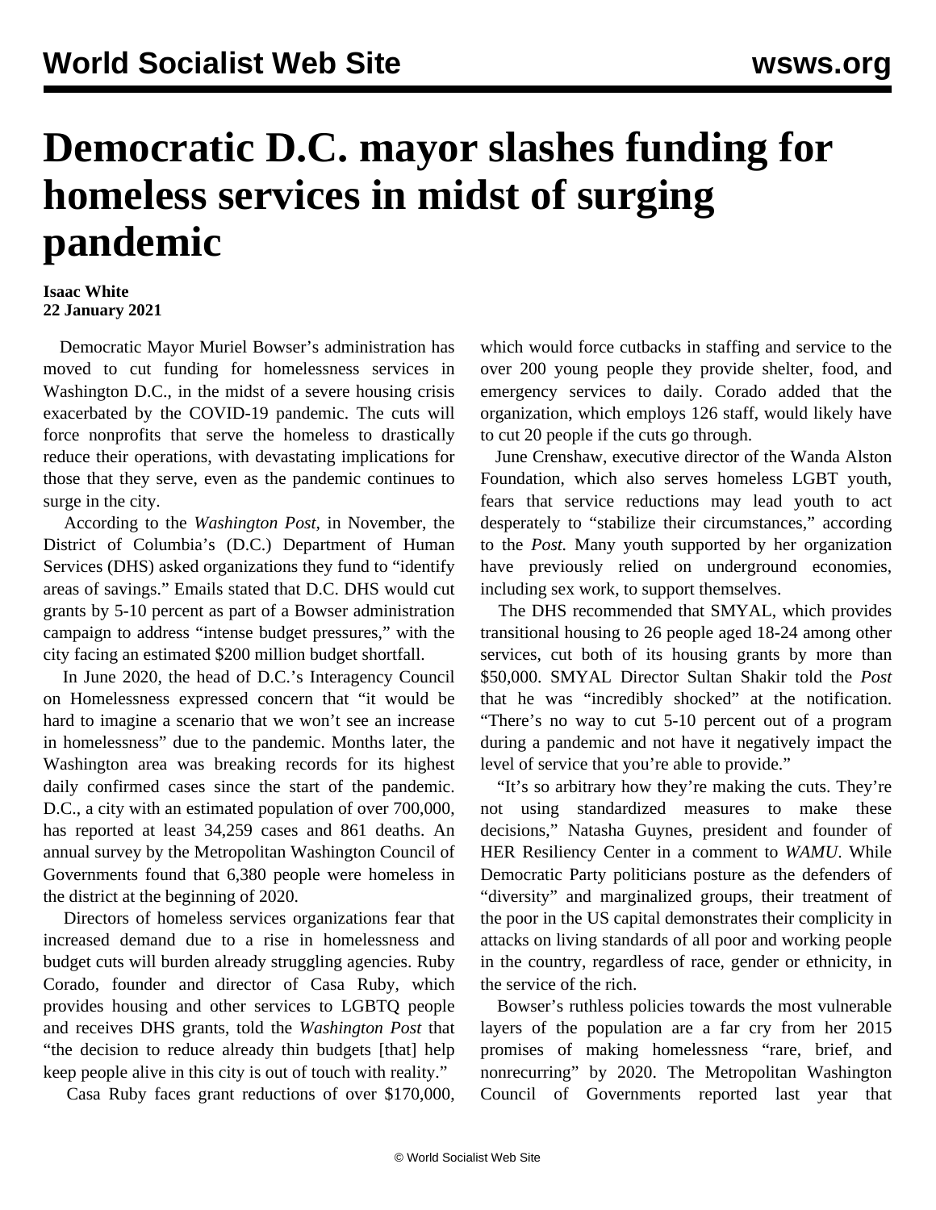# Democratic D.C. mayor slashes funding for homeless services in midst of surging pandemic

**Isaac White**
**22 January 2021**

Democratic Mayor Muriel Bowser's administration has moved to cut funding for homelessness services in Washington D.C., in the midst of a severe housing crisis exacerbated by the COVID-19 pandemic. The cuts will force nonprofits that serve the homeless to drastically reduce their operations, with devastating implications for those that they serve, even as the pandemic continues to surge in the city.

According to the *Washington Post*, in November, the District of Columbia's (D.C.) Department of Human Services (DHS) asked organizations they fund to "identify areas of savings." Emails stated that D.C. DHS would cut grants by 5-10 percent as part of a Bowser administration campaign to address "intense budget pressures," with the city facing an estimated $200 million budget shortfall.

In June 2020, the head of D.C.'s Interagency Council on Homelessness expressed concern that "it would be hard to imagine a scenario that we won't see an increase in homelessness" due to the pandemic. Months later, the Washington area was breaking records for its highest daily confirmed cases since the start of the pandemic. D.C., a city with an estimated population of over 700,000, has reported at least 34,259 cases and 861 deaths. An annual survey by the Metropolitan Washington Council of Governments found that 6,380 people were homeless in the district at the beginning of 2020.

Directors of homeless services organizations fear that increased demand due to a rise in homelessness and budget cuts will burden already struggling agencies. Ruby Corado, founder and director of Casa Ruby, which provides housing and other services to LGBTQ people and receives DHS grants, told the *Washington Post* that "the decision to reduce already thin budgets [that] help keep people alive in this city is out of touch with reality."

Casa Ruby faces grant reductions of over $170,000, which would force cutbacks in staffing and service to the over 200 young people they provide shelter, food, and emergency services to daily. Corado added that the organization, which employs 126 staff, would likely have to cut 20 people if the cuts go through.

June Crenshaw, executive director of the Wanda Alston Foundation, which also serves homeless LGBT youth, fears that service reductions may lead youth to act desperately to "stabilize their circumstances," according to the *Post*. Many youth supported by her organization have previously relied on underground economies, including sex work, to support themselves.

The DHS recommended that SMYAL, which provides transitional housing to 26 people aged 18-24 among other services, cut both of its housing grants by more than $50,000. SMYAL Director Sultan Shakir told the *Post* that he was "incredibly shocked" at the notification. "There's no way to cut 5-10 percent out of a program during a pandemic and not have it negatively impact the level of service that you're able to provide."

"It's so arbitrary how they're making the cuts. They're not using standardized measures to make these decisions," Natasha Guynes, president and founder of HER Resiliency Center in a comment to *WAMU*. While Democratic Party politicians posture as the defenders of "diversity" and marginalized groups, their treatment of the poor in the US capital demonstrates their complicity in attacks on living standards of all poor and working people in the country, regardless of race, gender or ethnicity, in the service of the rich.

Bowser's ruthless policies towards the most vulnerable layers of the population are a far cry from her 2015 promises of making homelessness "rare, brief, and nonrecurring" by 2020. The Metropolitan Washington Council of Governments reported last year that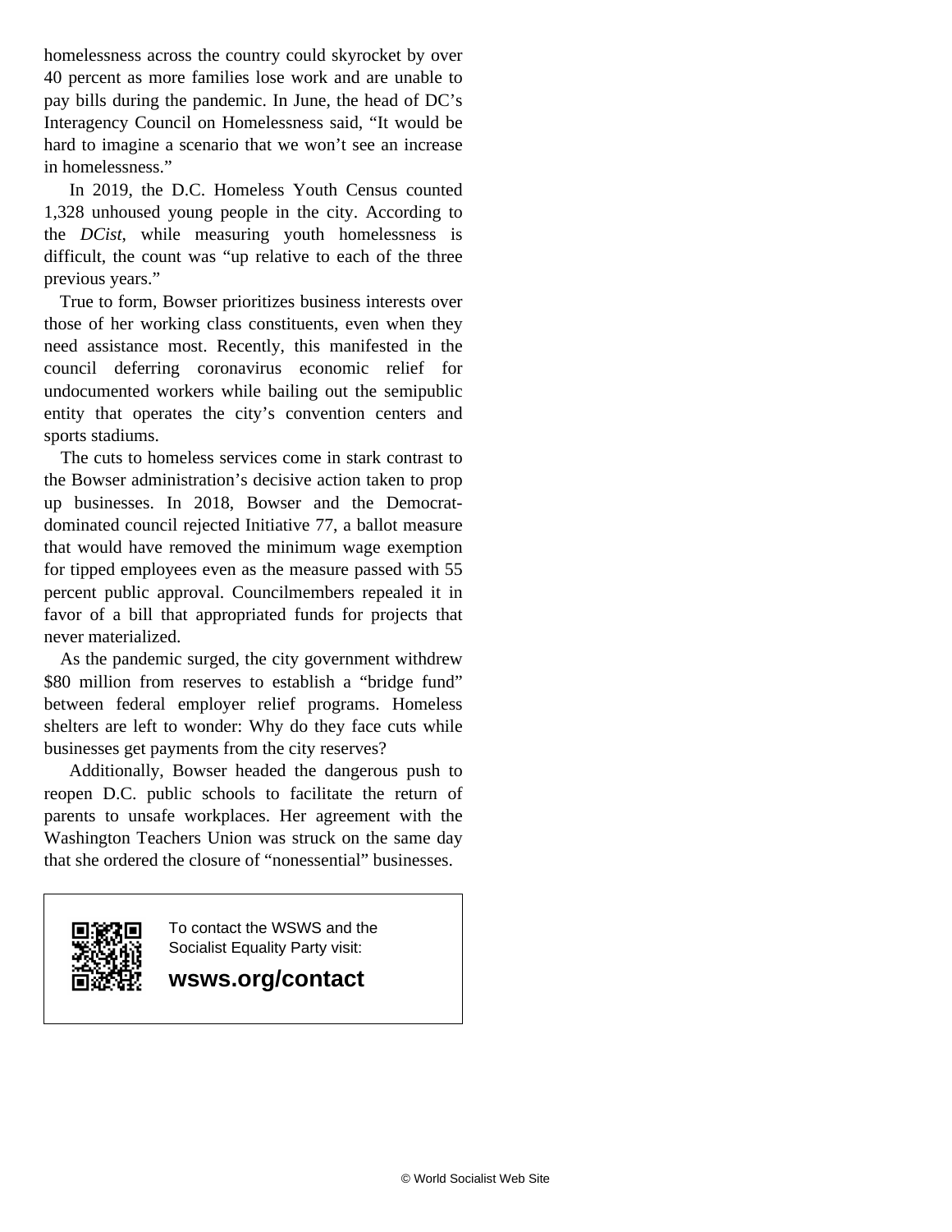homelessness across the country could skyrocket by over 40 percent as more families lose work and are unable to pay bills during the pandemic. In June, the head of DC's Interagency Council on Homelessness said, "It would be hard to imagine a scenario that we won't see an increase in homelessness."

In 2019, the D.C. Homeless Youth Census counted 1,328 unhoused young people in the city. According to the *DCist*, while measuring youth homelessness is difficult, the count was "up relative to each of the three previous years."

True to form, Bowser prioritizes business interests over those of her working class constituents, even when they need assistance most. Recently, this manifested in the council deferring coronavirus economic relief for undocumented workers while bailing out the semipublic entity that operates the city's convention centers and sports stadiums.

The cuts to homeless services come in stark contrast to the Bowser administration's decisive action taken to prop up businesses. In 2018, Bowser and the Democrat-dominated council rejected Initiative 77, a ballot measure that would have removed the minimum wage exemption for tipped employees even as the measure passed with 55 percent public approval. Councilmembers repealed it in favor of a bill that appropriated funds for projects that never materialized.

As the pandemic surged, the city government withdrew $80 million from reserves to establish a "bridge fund" between federal employer relief programs. Homeless shelters are left to wonder: Why do they face cuts while businesses get payments from the city reserves?

Additionally, Bowser headed the dangerous push to reopen D.C. public schools to facilitate the return of parents to unsafe workplaces. Her agreement with the Washington Teachers Union was struck on the same day that she ordered the closure of "nonessential" businesses.

To contact the WSWS and the Socialist Equality Party visit:

**wsws.org/contact**